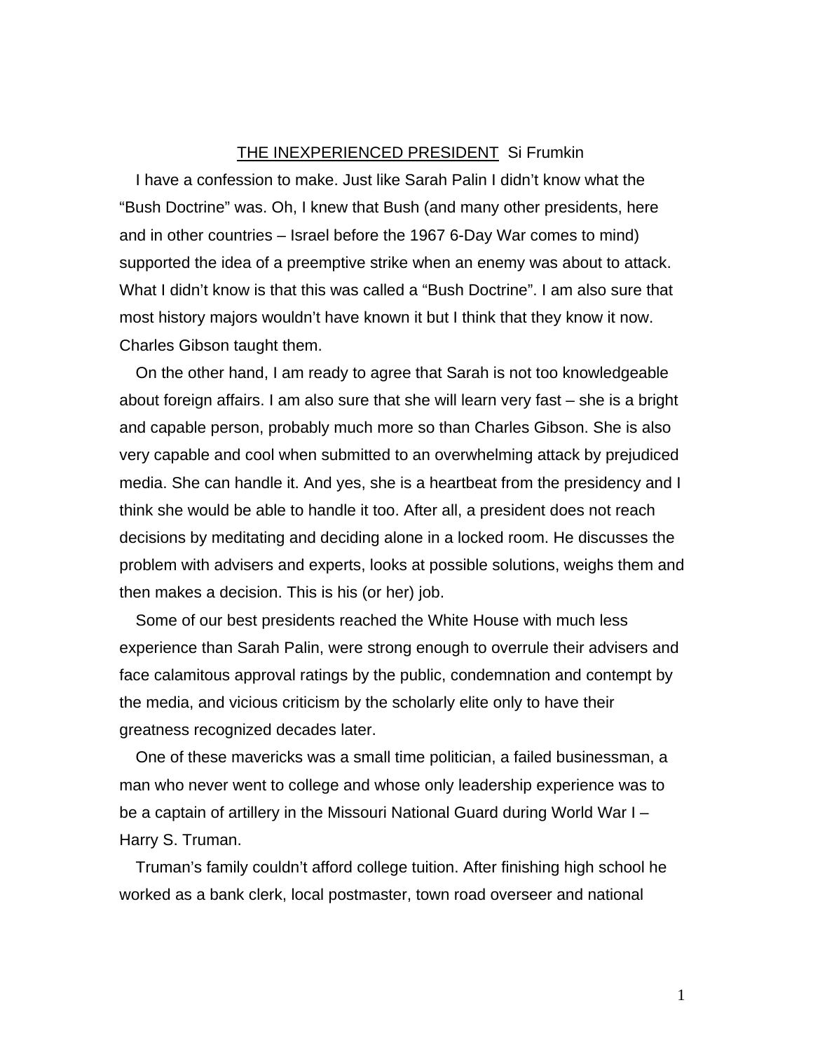<u>THE INEXPERIENCED PRESIDENT</u> Si Frumkin

I have a confession to make. Just like Sarah Palin I didn't know what the "Bush Doctrine" was. Oh, I knew that Bush (and many other presidents, here and in other countries – Israel before the 1967 6-Day War comes to mind) supported the idea of a preemptive strike when an enemy was about to attack. What I didn't know is that this was called a "Bush Doctrine". I am also sure that most history majors wouldn't have known it but I think that they know it now. Charles Gibson taught them.

On the other hand, I am ready to agree that Sarah is not too knowledgeable about foreign affairs. I am also sure that she will learn very fast – she is a bright and capable person, probably much more so than Charles Gibson. She is also very capable and cool when submitted to an overwhelming attack by prejudiced media. She can handle it. And yes, she is a heartbeat from the presidency and I think she would be able to handle it too. After all, a president does not reach decisions by meditating and deciding alone in a locked room. He discusses the problem with advisers and experts, looks at possible solutions, weighs them and then makes a decision. This is his (or her) job.

Some of our best presidents reached the White House with much less experience than Sarah Palin, were strong enough to overrule their advisers and face calamitous approval ratings by the public, condemnation and contempt by the media, and vicious criticism by the scholarly elite only to have their greatness recognized decades later.

One of these mavericks was a small time politician, a failed businessman, a man who never went to college and whose only leadership experience was to be a captain of artillery in the Missouri National Guard during World War I – Harry S. Truman.

Truman's family couldn't afford college tuition. After finishing high school he worked as a bank clerk, local postmaster, town road overseer and national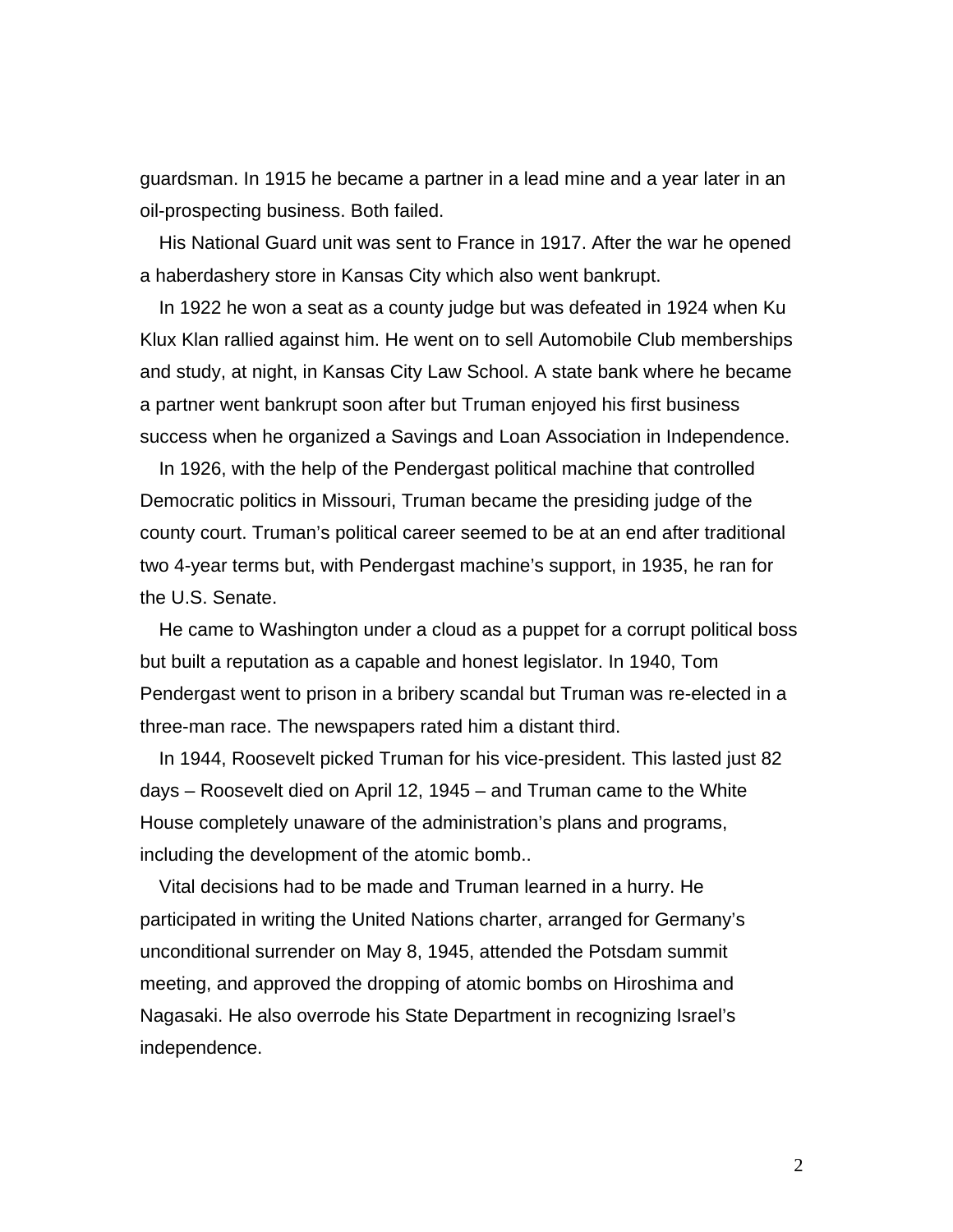guardsman. In 1915 he became a partner in a lead mine and a year later in an oil-prospecting business. Both failed.

His National Guard unit was sent to France in 1917. After the war he opened a haberdashery store in Kansas City which also went bankrupt.

In 1922 he won a seat as a county judge but was defeated in 1924 when Ku Klux Klan rallied against him. He went on to sell Automobile Club memberships and study, at night, in Kansas City Law School. A state bank where he became a partner went bankrupt soon after but Truman enjoyed his first business success when he organized a Savings and Loan Association in Independence.

In 1926, with the help of the Pendergast political machine that controlled Democratic politics in Missouri, Truman became the presiding judge of the county court. Truman's political career seemed to be at an end after traditional two 4-year terms but, with Pendergast machine's support, in 1935, he ran for the U.S. Senate.

He came to Washington under a cloud as a puppet for a corrupt political boss but built a reputation as a capable and honest legislator. In 1940, Tom Pendergast went to prison in a bribery scandal but Truman was re-elected in a three-man race. The newspapers rated him a distant third.

In 1944, Roosevelt picked Truman for his vice-president. This lasted just 82 days – Roosevelt died on April 12, 1945 – and Truman came to the White House completely unaware of the administration's plans and programs, including the development of the atomic bomb..

Vital decisions had to be made and Truman learned in a hurry. He participated in writing the United Nations charter, arranged for Germany's unconditional surrender on May 8, 1945, attended the Potsdam summit meeting, and approved the dropping of atomic bombs on Hiroshima and Nagasaki. He also overrode his State Department in recognizing Israel's independence.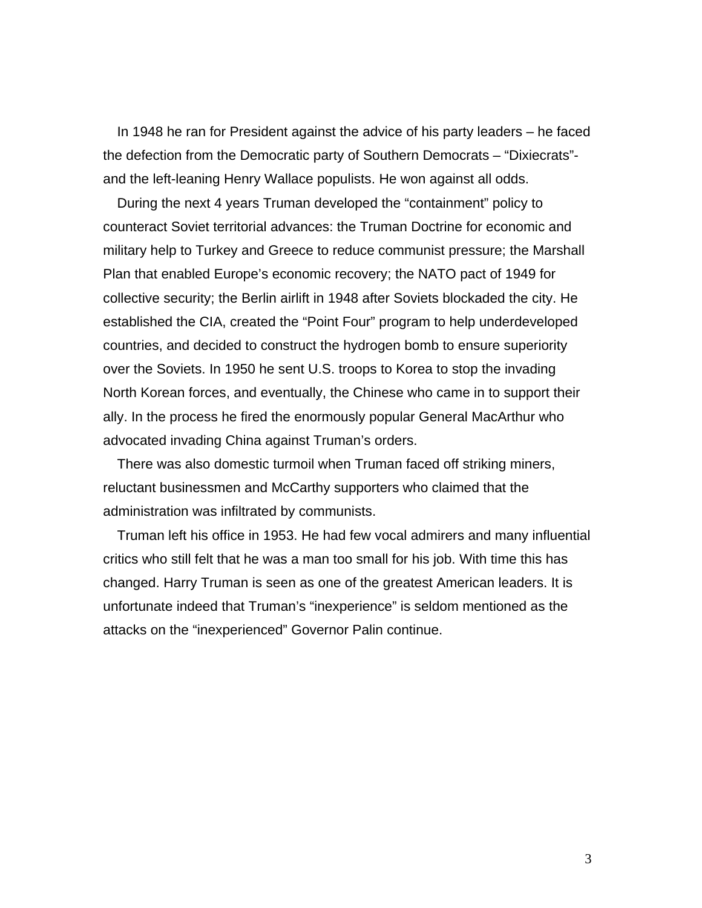In 1948 he ran for President against the advice of his party leaders – he faced the defection from the Democratic party of Southern Democrats – “Dixiecrats”- and the left-leaning Henry Wallace populists. He won against all odds.

During the next 4 years Truman developed the “containment” policy to counteract Soviet territorial advances: the Truman Doctrine for economic and military help to Turkey and Greece to reduce communist pressure; the Marshall Plan that enabled Europe’s economic recovery; the NATO pact of 1949 for collective security; the Berlin airlift in 1948 after Soviets blockaded the city. He established the CIA, created the “Point Four” program to help underdeveloped countries, and decided to construct the hydrogen bomb to ensure superiority over the Soviets. In 1950 he sent U.S. troops to Korea to stop the invading North Korean forces, and eventually, the Chinese who came in to support their ally. In the process he fired the enormously popular General MacArthur who advocated invading China against Truman’s orders.

There was also domestic turmoil when Truman faced off striking miners, reluctant businessmen and McCarthy supporters who claimed that the administration was infiltrated by communists.

Truman left his office in 1953. He had few vocal admirers and many influential critics who still felt that he was a man too small for his job. With time this has changed. Harry Truman is seen as one of the greatest American leaders. It is unfortunate indeed that Truman’s “inexperience” is seldom mentioned as the attacks on the “inexperienced” Governor Palin continue.